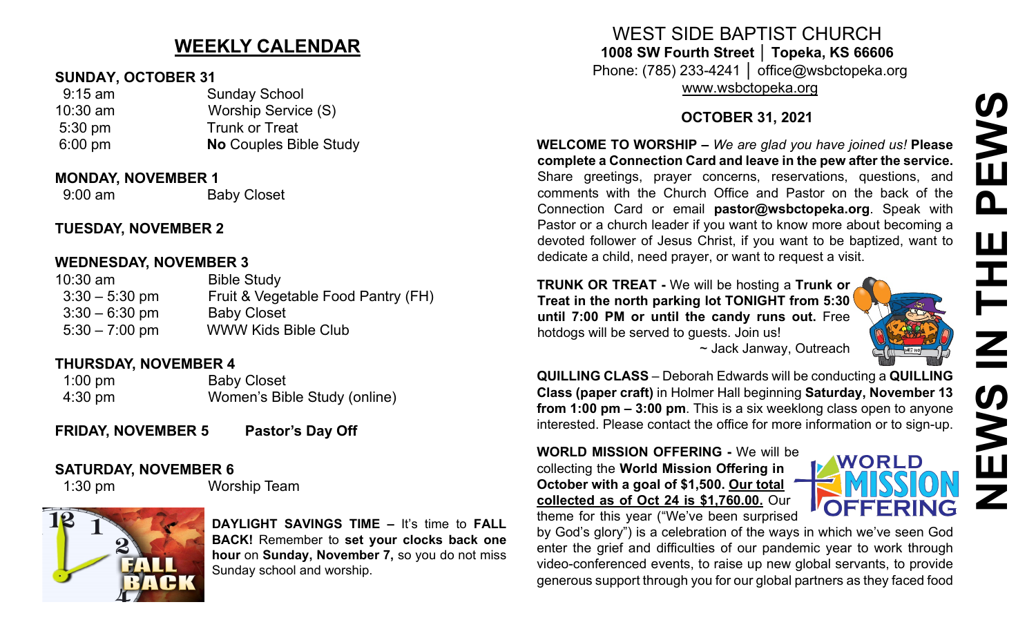## WEEKLY CALENDAR

**SUNDAY, OCTOBER 31**

| | |
|---|---|
| 9:15 am | Sunday School |
| 10:30 am | Worship Service (S) |
| 5:30 pm | Trunk or Treat |
| 6:00 pm | **No** Couples Bible Study |

**MONDAY, NOVEMBER 1**

| | |
|---|---|
| 9:00 am | Baby Closet |

**TUESDAY, NOVEMBER 2**

**WEDNESDAY, NOVEMBER 3**

| | |
|---|---|
| 10:30 am | Bible Study |
| 3:30 – 5:30 pm | Fruit & Vegetable Food Pantry (FH) |
| 3:30 – 6:30 pm | Baby Closet |
| 5:30 – 7:00 pm | WWW Kids Bible Club |

**THURSDAY, NOVEMBER 4**

| | |
|---|---|
| 1:00 pm | Baby Closet |
| 4:30 pm | Women's Bible Study (online) |

**FRIDAY, NOVEMBER 5** **Pastor's Day Off**

**SATURDAY, NOVEMBER 6**

| | |
|---|---|
| 1:30 pm | Worship Team |

**DAYLIGHT SAVINGS TIME –** It's time to **FALL BACK!** Remember to **set your clocks back one hour** on **Sunday, November 7,** so you do not miss Sunday school and worship.

# WEST SIDE BAPTIST CHURCH

**1008 SW Fourth Street │ Topeka, KS 66606**

Phone: (785) 233-4241 │ office@wsbctopeka.org

www.wsbctopeka.org

**OCTOBER 31, 2021**

# NEWS IN THE PEWS

**WELCOME TO WORSHIP –** *We are glad you have joined us!* **Please complete a Connection Card and leave in the pew after the service.** Share greetings, prayer concerns, reservations, questions, and comments with the Church Office and Pastor on the back of the Connection Card or email **pastor@wsbctopeka.org**. Speak with Pastor or a church leader if you want to know more about becoming a devoted follower of Jesus Christ, if you want to be baptized, want to dedicate a child, need prayer, or want to request a visit.

**TRUNK OR TREAT -** We will be hosting a **Trunk or Treat in the north parking lot TONIGHT from 5:30 until 7:00 PM or until the candy runs out.** Free hotdogs will be served to guests. Join us!

~ Jack Janway, Outreach

**QUILLING CLASS** – Deborah Edwards will be conducting a **QUILLING Class (paper craft)** in Holmer Hall beginning **Saturday, November 13 from 1:00 pm – 3:00 pm**. This is a six weeklong class open to anyone interested. Please contact the office for more information or to sign-up.

**WORLD MISSION OFFERING -** We will be collecting the **World Mission Offering in October with a goal of $1,500. <u>Our total collected as of Oct 24 is $1,760.00.</u>** Our theme for this year ("We've been surprised by God's glory") is a celebration of the ways in which we've seen God enter the grief and difficulties of our pandemic year to work through video-conferenced events, to raise up new global servants, to provide generous support through you for our global partners as they faced food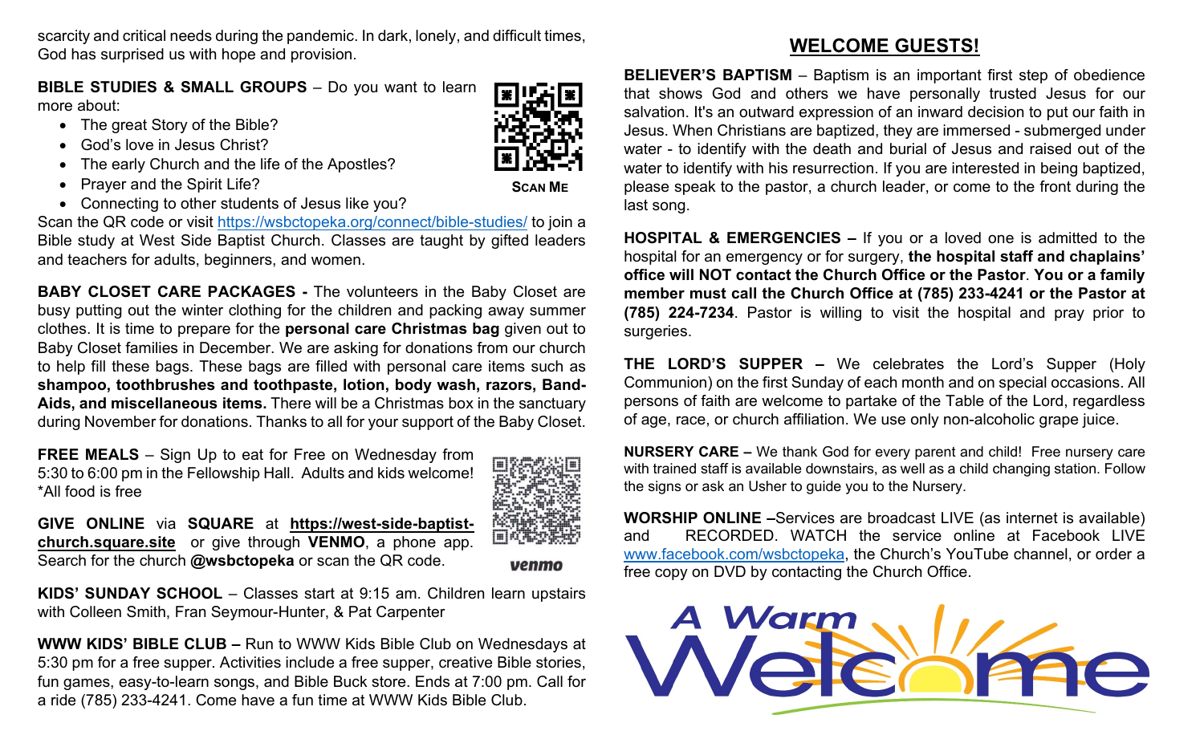scarcity and critical needs during the pandemic. In dark, lonely, and difficult times, God has surprised us with hope and provision.

**BIBLE STUDIES & SMALL GROUPS** – Do you want to learn more about:

- The great Story of the Bible?
- God's love in Jesus Christ?
- The early Church and the life of the Apostles?
- Prayer and the Spirit Life?
- Connecting to other students of Jesus like you?

SCAN ME

Scan the QR code or visit https://wsbctopeka.org/connect/bible-studies/ to join a Bible study at West Side Baptist Church. Classes are taught by gifted leaders and teachers for adults, beginners, and women.

**BABY CLOSET CARE PACKAGES -** The volunteers in the Baby Closet are busy putting out the winter clothing for the children and packing away summer clothes. It is time to prepare for the **personal care Christmas bag** given out to Baby Closet families in December. We are asking for donations from our church to help fill these bags. These bags are filled with personal care items such as **shampoo, toothbrushes and toothpaste, lotion, body wash, razors, Band-Aids, and miscellaneous items.** There will be a Christmas box in the sanctuary during November for donations. Thanks to all for your support of the Baby Closet.

**FREE MEALS** – Sign Up to eat for Free on Wednesday from 5:30 to 6:00 pm in the Fellowship Hall. Adults and kids welcome! *All food is free

**GIVE ONLINE** via **SQUARE** at **https://west-side-baptist-church.square.site** or give through **VENMO**, a phone app. Search for the church **@wsbctopeka** or scan the QR code.

venmo

**KIDS' SUNDAY SCHOOL** – Classes start at 9:15 am. Children learn upstairs with Colleen Smith, Fran Seymour-Hunter, & Pat Carpenter

**WWW KIDS' BIBLE CLUB –** Run to WWW Kids Bible Club on Wednesdays at 5:30 pm for a free supper. Activities include a free supper, creative Bible stories, fun games, easy-to-learn songs, and Bible Buck store. Ends at 7:00 pm. Call for a ride (785) 233-4241. Come have a fun time at WWW Kids Bible Club.

## WELCOME GUESTS!

**BELIEVER'S BAPTISM** – Baptism is an important first step of obedience that shows God and others we have personally trusted Jesus for our salvation. It's an outward expression of an inward decision to put our faith in Jesus. When Christians are baptized, they are immersed - submerged under water - to identify with the death and burial of Jesus and raised out of the water to identify with his resurrection. If you are interested in being baptized, please speak to the pastor, a church leader, or come to the front during the last song.

**HOSPITAL & EMERGENCIES –** If you or a loved one is admitted to the hospital for an emergency or for surgery, **the hospital staff and chaplains' office will NOT contact the Church Office or the Pastor**. **You or a family member must call the Church Office at (785) 233-4241 or the Pastor at (785) 224-7234**. Pastor is willing to visit the hospital and pray prior to surgeries.

**THE LORD'S SUPPER –** We celebrates the Lord's Supper (Holy Communion) on the first Sunday of each month and on special occasions. All persons of faith are welcome to partake of the Table of the Lord, regardless of age, race, or church affiliation. We use only non-alcoholic grape juice.

**NURSERY CARE –** We thank God for every parent and child! Free nursery care with trained staff is available downstairs, as well as a child changing station. Follow the signs or ask an Usher to guide you to the Nursery.

**WORSHIP ONLINE –**Services are broadcast LIVE (as internet is available) and RECORDED. WATCH the service online at Facebook LIVE www.facebook.com/wsbctopeka, the Church's YouTube channel, or order a free copy on DVD by contacting the Church Office.

A Warm Welcome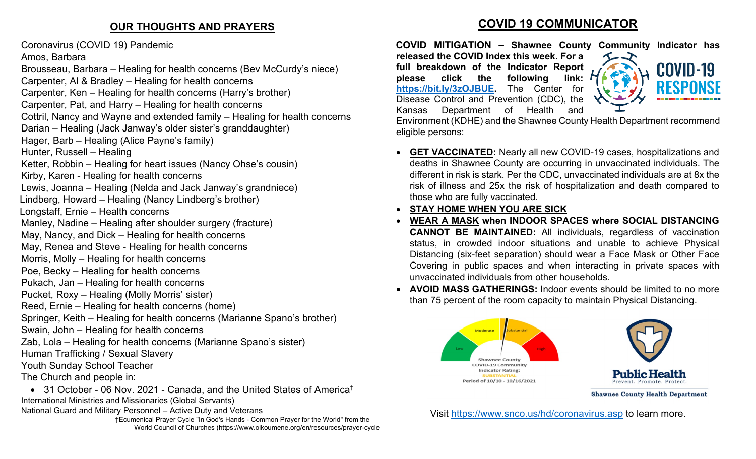## OUR THOUGHTS AND PRAYERS

Coronavirus (COVID 19) Pandemic
Amos, Barbara
Brousseau, Barbara – Healing for health concerns (Bev McCurdy's niece)
Carpenter, Al & Bradley – Healing for health concerns
Carpenter, Ken – Healing for health concerns (Harry's brother)
Carpenter, Pat, and Harry – Healing for health concerns
Cottril, Nancy and Wayne and extended family – Healing for health concerns
Darian – Healing (Jack Janway's older sister's granddaughter)
Hager, Barb – Healing (Alice Payne's family)
Hunter, Russell – Healing
Ketter, Robbin – Healing for heart issues (Nancy Ohse's cousin)
Kirby, Karen - Healing for health concerns
Lewis, Joanna – Healing (Nelda and Jack Janway's grandniece)
Lindberg, Howard – Healing (Nancy Lindberg's brother)
Longstaff, Ernie – Health concerns
Manley, Nadine – Healing after shoulder surgery (fracture)
May, Nancy, and Dick – Healing for health concerns
May, Renea and Steve - Healing for health concerns
Morris, Molly – Healing for health concerns
Poe, Becky – Healing for health concerns
Pukach, Jan – Healing for health concerns
Pucket, Roxy – Healing (Molly Morris' sister)
Reed, Ernie – Healing for health concerns (home)
Springer, Keith – Healing for health concerns (Marianne Spano's brother)
Swain, John – Healing for health concerns
Zab, Lola – Healing for health concerns (Marianne Spano's sister)
Human Trafficking / Sexual Slavery
Youth Sunday School Teacher
The Church and people in:

- 31 October - 06 Nov. 2021 - Canada, and the United States of America†

International Ministries and Missionaries (Global Servants)
National Guard and Military Personnel – Active Duty and Veterans

†Ecumenical Prayer Cycle "In God's Hands - Common Prayer for the World" from the World Council of Churches (https://www.oikoumene.org/en/resources/prayer-cycle

## COVID 19 COMMUNICATOR

**COVID MITIGATION – Shawnee County Community Indicator has released the COVID Index this week. For a full breakdown of the Indicator Report please click the following link: https://bit.ly/3zOJBUE.** The Center for Disease Control and Prevention (CDC), the Kansas Department of Health and Environment (KDHE) and the Shawnee County Health Department recommend eligible persons:

COVID-19 RESPONSE

- **GET VACCINATED:** Nearly all new COVID-19 cases, hospitalizations and deaths in Shawnee County are occurring in unvaccinated individuals. The different in risk is stark. Per the CDC, unvaccinated individuals are at 8x the risk of illness and 25x the risk of hospitalization and death compared to those who are fully vaccinated.
- **STAY HOME WHEN YOU ARE SICK**
- **WEAR A MASK when INDOOR SPACES where SOCIAL DISTANCING CANNOT BE MAINTAINED:** All individuals, regardless of vaccination status, in crowded indoor situations and unable to achieve Physical Distancing (six-feet separation) should wear a Face Mask or Other Face Covering in public spaces and when interacting in private spaces with unvaccinated individuals from other households.
- **AVOID MASS GATHERINGS:** Indoor events should be limited to no more than 75 percent of the room capacity to maintain Physical Distancing.

Low
Moderate
Substantial
High
Shawnee County COVID-19 Community Indicator Rating: SUBSTANTIAL
Period of 10/10 - 10/16/2021

Public Health
Prevent. Promote. Protect.
Shawnee County Health Department

Visit https://www.snco.us/hd/coronavirus.asp to learn more.